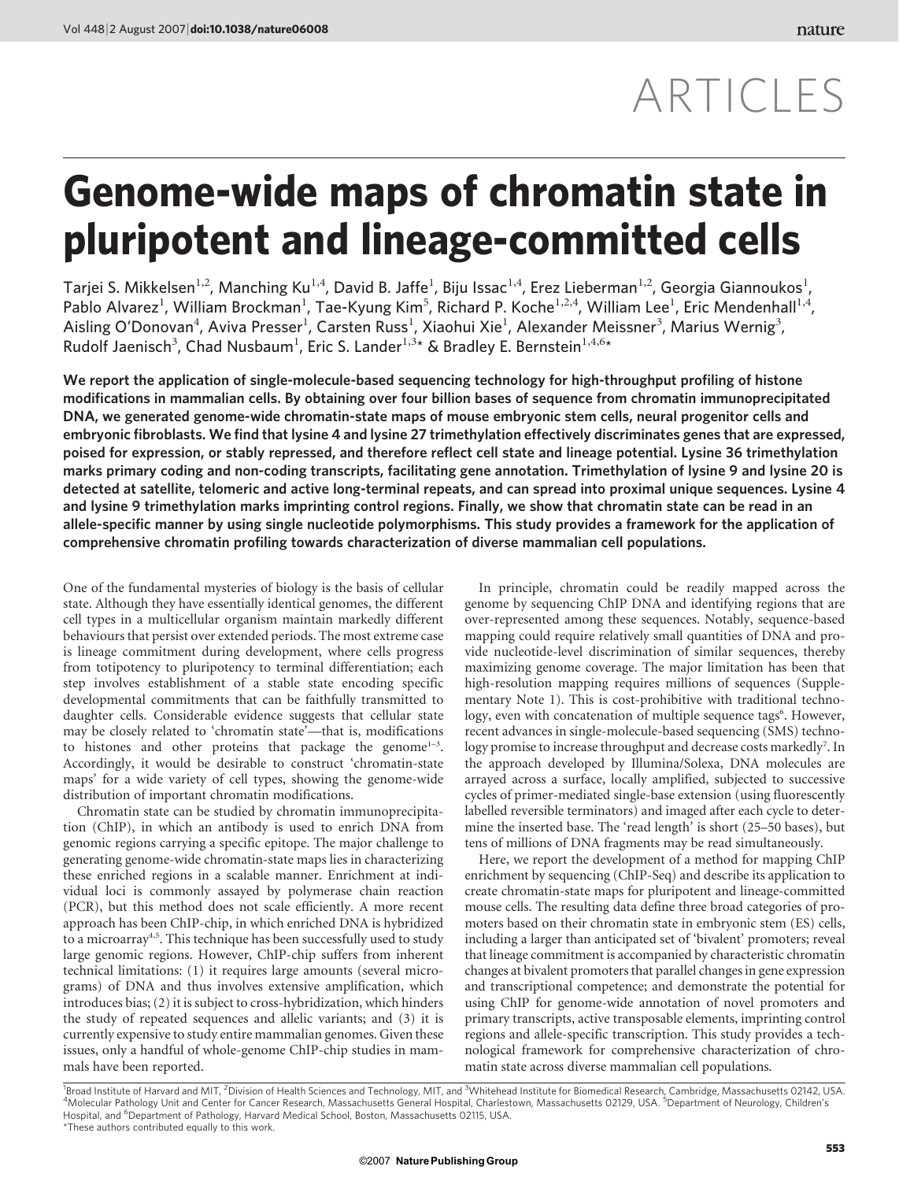ARTICLES

# Genome-wide maps of chromatin state in pluripotent and lineage-committed cells

Tarjei S. Mikkelsen[1,2], Manching Ku[1,4], David B. Jaffe[1], Biju Issac[1,4], Erez Lieberman[1,2], Georgia Giannoukos[1], Pablo Alvarez[1], William Brockman[1], Tae-Kyung Kim[5], Richard P. Koche[1,2,4], William Lee[1], Eric Mendenhall[1,4], Aisling O'Donovan[4], Aviva Presser[1], Carsten Russ[1], Xiaohui Xie[1], Alexander Meissner[3], Marius Wernig[3], Rudolf Jaenisch[3], Chad Nusbaum[1], Eric S. Lander[1,3]* & Bradley E. Bernstein[1,4,6]*

**We report the application of single-molecule-based sequencing technology for high-throughput profiling of histone modifications in mammalian cells. By obtaining over four billion bases of sequence from chromatin immunoprecipitated DNA, we generated genome-wide chromatin-state maps of mouse embryonic stem cells, neural progenitor cells and embryonic fibroblasts. We find that lysine 4 and lysine 27 trimethylation effectively discriminates genes that are expressed, poised for expression, or stably repressed, and therefore reflect cell state and lineage potential. Lysine 36 trimethylation marks primary coding and non-coding transcripts, facilitating gene annotation. Trimethylation of lysine 9 and lysine 20 is detected at satellite, telomeric and active long-terminal repeats, and can spread into proximal unique sequences. Lysine 4 and lysine 9 trimethylation marks imprinting control regions. Finally, we show that chromatin state can be read in an allele-specific manner by using single nucleotide polymorphisms. This study provides a framework for the application of comprehensive chromatin profiling towards characterization of diverse mammalian cell populations.**

One of the fundamental mysteries of biology is the basis of cellular state. Although they have essentially identical genomes, the different cell types in a multicellular organism maintain markedly different behaviours that persist over extended periods. The most extreme case is lineage commitment during development, where cells progress from totipotency to pluripotency to terminal differentiation; each step involves establishment of a stable state encoding specific developmental commitments that can be faithfully transmitted to daughter cells. Considerable evidence suggests that cellular state may be closely related to 'chromatin state'—that is, modifications to histones and other proteins that package the genome[1–3]. Accordingly, it would be desirable to construct 'chromatin-state maps' for a wide variety of cell types, showing the genome-wide distribution of important chromatin modifications.

Chromatin state can be studied by chromatin immunoprecipitation (ChIP), in which an antibody is used to enrich DNA from genomic regions carrying a specific epitope. The major challenge to generating genome-wide chromatin-state maps lies in characterizing these enriched regions in a scalable manner. Enrichment at individual loci is commonly assayed by polymerase chain reaction (PCR), but this method does not scale efficiently. A more recent approach has been ChIP-chip, in which enriched DNA is hybridized to a microarray[4,5]. This technique has been successfully used to study large genomic regions. However, ChIP-chip suffers from inherent technical limitations: (1) it requires large amounts (several micrograms) of DNA and thus involves extensive amplification, which introduces bias; (2) it is subject to cross-hybridization, which hinders the study of repeated sequences and allelic variants; and (3) it is currently expensive to study entire mammalian genomes. Given these issues, only a handful of whole-genome ChIP-chip studies in mammals have been reported.

In principle, chromatin could be readily mapped across the genome by sequencing ChIP DNA and identifying regions that are over-represented among these sequences. Notably, sequence-based mapping could require relatively small quantities of DNA and provide nucleotide-level discrimination of similar sequences, thereby maximizing genome coverage. The major limitation has been that high-resolution mapping requires millions of sequences (Supplementary Note 1). This is cost-prohibitive with traditional technology, even with concatenation of multiple sequence tags[6]. However, recent advances in single-molecule-based sequencing (SMS) technology promise to increase throughput and decrease costs markedly[7]. In the approach developed by Illumina/Solexa, DNA molecules are arrayed across a surface, locally amplified, subjected to successive cycles of primer-mediated single-base extension (using fluorescently labelled reversible terminators) and imaged after each cycle to determine the inserted base. The 'read length' is short (25–50 bases), but tens of millions of DNA fragments may be read simultaneously.

Here, we report the development of a method for mapping ChIP enrichment by sequencing (ChIP-Seq) and describe its application to create chromatin-state maps for pluripotent and lineage-committed mouse cells. The resulting data define three broad categories of promoters based on their chromatin state in embryonic stem (ES) cells, including a larger than anticipated set of 'bivalent' promoters; reveal that lineage commitment is accompanied by characteristic chromatin changes at bivalent promoters that parallel changes in gene expression and transcriptional competence; and demonstrate the potential for using ChIP for genome-wide annotation of novel promoters and primary transcripts, active transposable elements, imprinting control regions and allele-specific transcription. This study provides a technological framework for comprehensive characterization of chromatin state across diverse mammalian cell populations.

[1]Broad Institute of Harvard and MIT, [2]Division of Health Sciences and Technology, MIT, and [3]Whitehead Institute for Biomedical Research, Cambridge, Massachusetts 02142, USA. [4]Molecular Pathology Unit and Center for Cancer Research, Massachusetts General Hospital, Charlestown, Massachusetts 02129, USA. [5]Department of Neurology, Children's Hospital, and [6]Department of Pathology, Harvard Medical School, Boston, Massachusetts 02115, USA.
*These authors contributed equally to this work.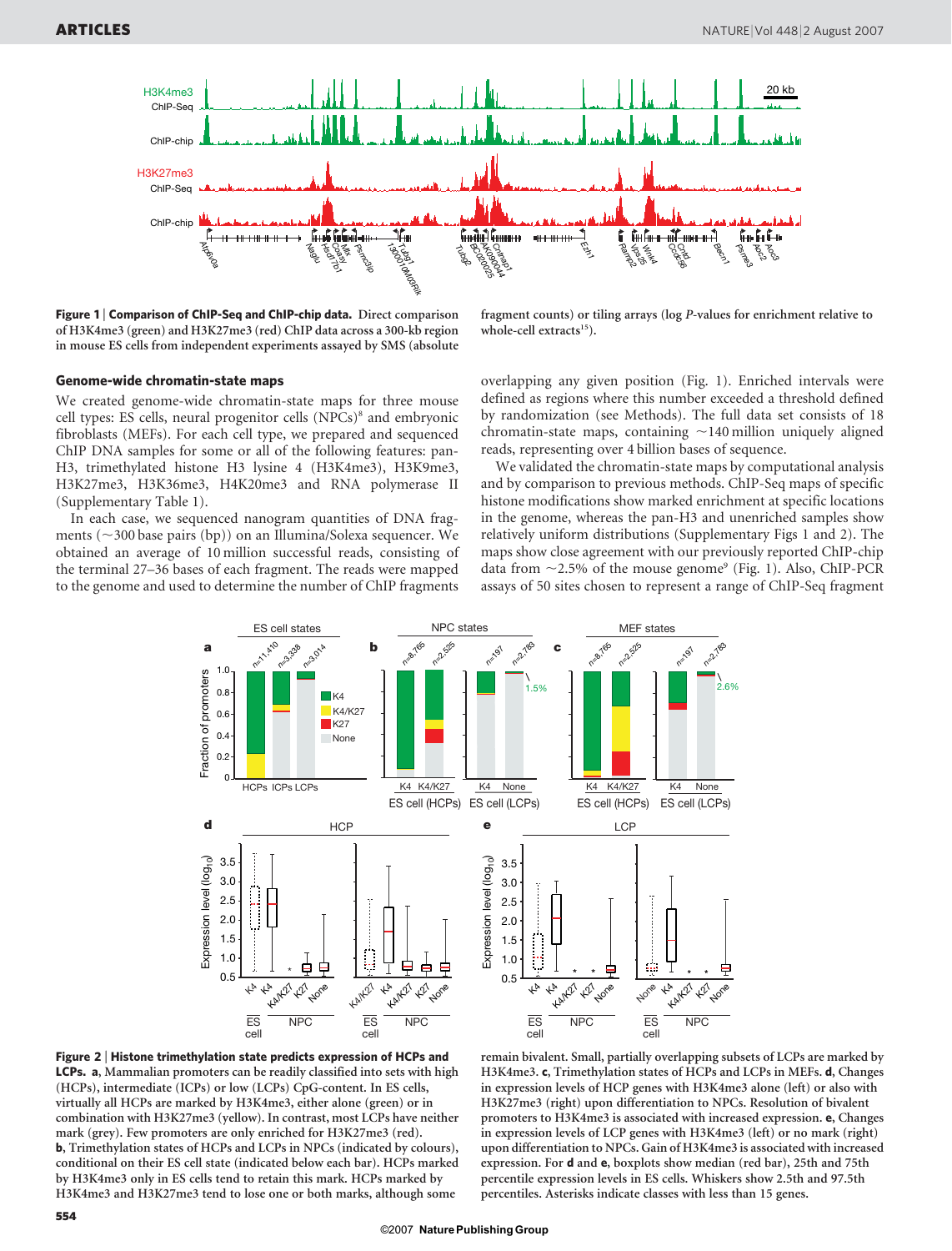**Figure 1 | Comparison of ChIP-Seq and ChIP-chip data.** Direct comparison of H3K4me3 (green) and H3K27me3 (red) ChIP data across a 300-kb region in mouse ES cells from independent experiments assayed by SMS (absolute fragment counts) or tiling arrays (log *P*-values for enrichment relative to whole-cell extracts[15]).

## Genome-wide chromatin-state maps

We created genome-wide chromatin-state maps for three mouse cell types: ES cells, neural progenitor cells (NPCs)[8] and embryonic fibroblasts (MEFs). For each cell type, we prepared and sequenced ChIP DNA samples for some or all of the following features: pan-H3, trimethylated histone H3 lysine 4 (H3K4me3), H3K9me3, H3K27me3, H3K36me3, H4K20me3 and RNA polymerase II (Supplementary Table 1).

In each case, we sequenced nanogram quantities of DNA fragments (~300 base pairs (bp)) on an Illumina/Solexa sequencer. We obtained an average of 10 million successful reads, consisting of the terminal 27–36 bases of each fragment. The reads were mapped to the genome and used to determine the number of ChIP fragments overlapping any given position (Fig. 1). Enriched intervals were defined as regions where this number exceeded a threshold defined by randomization (see Methods). The full data set consists of 18 chromatin-state maps, containing ~140 million uniquely aligned reads, representing over 4 billion bases of sequence.

We validated the chromatin-state maps by computational analysis and by comparison to previous methods. ChIP-Seq maps of specific histone modifications show marked enrichment at specific locations in the genome, whereas the pan-H3 and unenriched samples show relatively uniform distributions (Supplementary Figs 1 and 2). The maps show close agreement with our previously reported ChIP-chip data from ~2.5% of the mouse genome[9] (Fig. 1). Also, ChIP-PCR assays of 50 sites chosen to represent a range of ChIP-Seq fragment

**Figure 2 | Histone trimethylation state predicts expression of HCPs and LCPs. a**, Mammalian promoters can be readily classified into sets with high (HCPs), intermediate (ICPs) or low (LCPs) CpG-content. In ES cells, virtually all HCPs are marked by H3K4me3, either alone (green) or in combination with H3K27me3 (yellow). In contrast, most LCPs have neither mark (grey). Few promoters are only enriched for H3K27me3 (red). **b**, Trimethylation states of HCPs and LCPs in NPCs (indicated by colours), conditional on their ES cell state (indicated below each bar). HCPs marked by H3K4me3 only in ES cells tend to retain this mark. HCPs marked by H3K4me3 and H3K27me3 tend to lose one or both marks, although some remain bivalent. Small, partially overlapping subsets of LCPs are marked by H3K4me3. **c**, Trimethylation states of HCPs and LCPs in MEFs. **d**, Changes in expression levels of HCP genes with H3K4me3 alone (left) or also with H3K27me3 (right) upon differentiation to NPCs. Resolution of bivalent promoters to H3K4me3 is associated with increased expression. **e**, Changes in expression levels of LCP genes with H3K4me3 (left) or no mark (right) upon differentiation to NPCs. Gain of H3K4me3 is associated with increased expression. For **d** and **e**, boxplots show median (red bar), 25th and 75th percentile expression levels in ES cells. Whiskers show 2.5th and 97.5th percentiles. Asterisks indicate classes with less than 15 genes.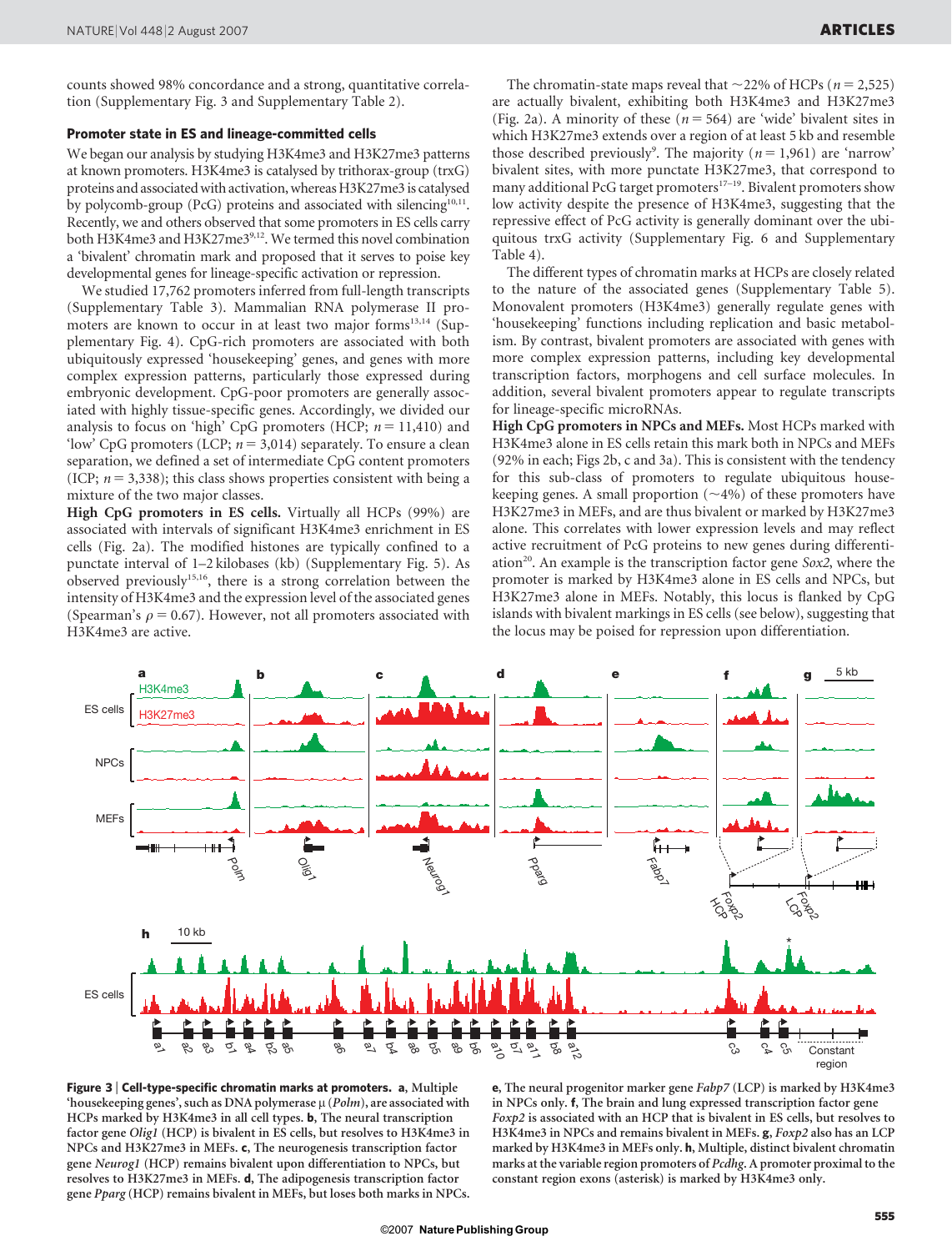counts showed 98% concordance and a strong, quantitative correlation (Supplementary Fig. 3 and Supplementary Table 2).

### Promoter state in ES and lineage-committed cells

We began our analysis by studying H3K4me3 and H3K27me3 patterns at known promoters. H3K4me3 is catalysed by trithorax-group (trxG) proteins and associated with activation, whereas H3K27me3 is catalysed by polycomb-group (PcG) proteins and associated with silencing[10,11]. Recently, we and others observed that some promoters in ES cells carry both H3K4me3 and H3K27me3[9,12]. We termed this novel combination a 'bivalent' chromatin mark and proposed that it serves to poise key developmental genes for lineage-specific activation or repression.

We studied 17,762 promoters inferred from full-length transcripts (Supplementary Table 3). Mammalian RNA polymerase II promoters are known to occur in at least two major forms[13,14] (Supplementary Fig. 4). CpG-rich promoters are associated with both ubiquitously expressed 'housekeeping' genes, and genes with more complex expression patterns, particularly those expressed during embryonic development. CpG-poor promoters are generally associated with highly tissue-specific genes. Accordingly, we divided our analysis to focus on 'high' CpG promoters (HCP; $n = 11{,}410$) and 'low' CpG promoters (LCP; $n = 3{,}014$) separately. To ensure a clean separation, we defined a set of intermediate CpG content promoters (ICP; $n = 3{,}338$); this class shows properties consistent with being a mixture of the two major classes.

**High CpG promoters in ES cells.** Virtually all HCPs (99%) are associated with intervals of significant H3K4me3 enrichment in ES cells (Fig. 2a). The modified histones are typically confined to a punctate interval of 1–2 kilobases (kb) (Supplementary Fig. 5). As observed previously[15,16], there is a strong correlation between the intensity of H3K4me3 and the expression level of the associated genes (Spearman's $\rho = 0.67$). However, not all promoters associated with H3K4me3 are active.

The chromatin-state maps reveal that ~22% of HCPs ($n = 2{,}525$) are actually bivalent, exhibiting both H3K4me3 and H3K27me3 (Fig. 2a). A minority of these ($n = 564$) are 'wide' bivalent sites in which H3K27me3 extends over a region of at least 5 kb and resemble those described previously[9]. The majority ($n = 1{,}961$) are 'narrow' bivalent sites, with more punctate H3K27me3, that correspond to many additional PcG target promoters[17–19]. Bivalent promoters show low activity despite the presence of H3K4me3, suggesting that the repressive effect of PcG activity is generally dominant over the ubiquitous trxG activity (Supplementary Fig. 6 and Supplementary Table 4).

The different types of chromatin marks at HCPs are closely related to the nature of the associated genes (Supplementary Table 5). Monovalent promoters (H3K4me3) generally regulate genes with 'housekeeping' functions including replication and basic metabolism. By contrast, bivalent promoters are associated with genes with more complex expression patterns, including key developmental transcription factors, morphogens and cell surface molecules. In addition, several bivalent promoters appear to regulate transcripts for lineage-specific microRNAs.

**High CpG promoters in NPCs and MEFs.** Most HCPs marked with H3K4me3 alone in ES cells retain this mark both in NPCs and MEFs (92% in each; Figs 2b, c and 3a). This is consistent with the tendency for this sub-class of promoters to regulate ubiquitous housekeeping genes. A small proportion (~4%) of these promoters have H3K27me3 in MEFs, and are thus bivalent or marked by H3K27me3 alone. This correlates with lower expression levels and may reflect active recruitment of PcG proteins to new genes during differentiation[20]. An example is the transcription factor gene *Sox2*, where the promoter is marked by H3K4me3 alone in ES cells and NPCs, but H3K27me3 alone in MEFs. Notably, this locus is flanked by CpG islands with bivalent markings in ES cells (see below), suggesting that the locus may be poised for repression upon differentiation.

**Figure 3 | Cell-type-specific chromatin marks at promoters.** **a**, Multiple 'housekeeping genes', such as DNA polymerase μ (*Polm*), are associated with HCPs marked by H3K4me3 in all cell types. **b**, The neural transcription factor gene *Olig1* (HCP) is bivalent in ES cells, but resolves to H3K4me3 in NPCs and H3K27me3 in MEFs. **c**, The neurogenesis transcription factor gene *Neurog1* (HCP) remains bivalent upon differentiation to NPCs, but resolves to H3K27me3 in MEFs. **d**, The adipogenesis transcription factor gene *Pparg* (HCP) remains bivalent in MEFs, but loses both marks in NPCs. **e**, The neural progenitor marker gene *Fabp7* (LCP) is marked by H3K4me3 in NPCs only. **f**, The brain and lung expressed transcription factor gene *Foxp2* is associated with an HCP that is bivalent in ES cells, but resolves to H3K4me3 in NPCs and remains bivalent in MEFs. **g**, *Foxp2* also has an LCP marked by H3K4me3 in MEFs only. **h**, Multiple, distinct bivalent chromatin marks at the variable region promoters of *Pcdhg*. A promoter proximal to the constant region exons (asterisk) is marked by H3K4me3 only.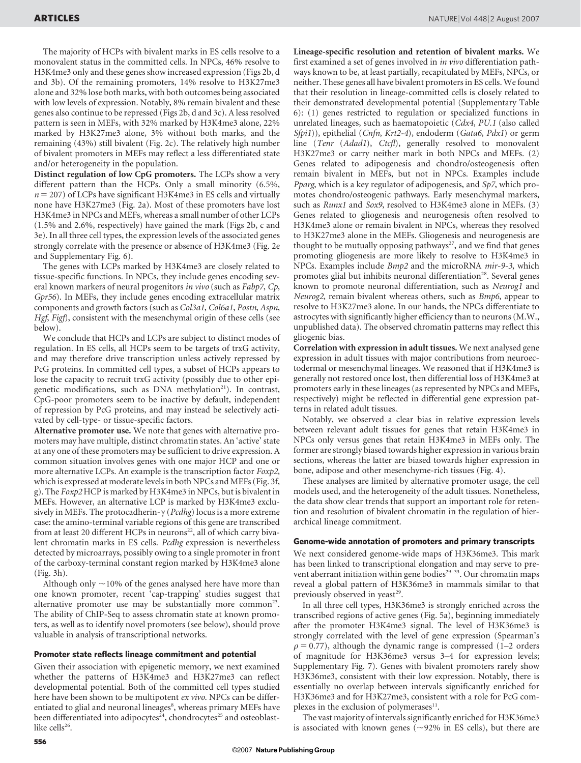The majority of HCPs with bivalent marks in ES cells resolve to a monovalent status in the committed cells. In NPCs, 46% resolve to H3K4me3 only and these genes show increased expression (Figs 2b, d and 3b). Of the remaining promoters, 14% resolve to H3K27me3 alone and 32% lose both marks, with both outcomes being associated with low levels of expression. Notably, 8% remain bivalent and these genes also continue to be repressed (Figs 2b, d and 3c). A less resolved pattern is seen in MEFs, with 32% marked by H3K4me3 alone, 22% marked by H3K27me3 alone, 3% without both marks, and the remaining (43%) still bivalent (Fig. 2c). The relatively high number of bivalent promoters in MEFs may reflect a less differentiated state and/or heterogeneity in the population.

**Distinct regulation of low CpG promoters.** The LCPs show a very different pattern than the HCPs. Only a small minority (6.5%, $n = 207$) of LCPs have significant H3K4me3 in ES cells and virtually none have H3K27me3 (Fig. 2a). Most of these promoters have lost H3K4me3 in NPCs and MEFs, whereas a small number of other LCPs (1.5% and 2.6%, respectively) have gained the mark (Figs 2b, c and 3e). In all three cell types, the expression levels of the associated genes strongly correlate with the presence or absence of H3K4me3 (Fig. 2e and Supplementary Fig. 6).

The genes with LCPs marked by H3K4me3 are closely related to tissue-specific functions. In NPCs, they include genes encoding several known markers of neural progenitors *in vivo* (such as *Fabp7*, *Cp*, *Gpr56*). In MEFs, they include genes encoding extracellular matrix components and growth factors (such as *Col3a1*, *Col6a1*, *Postn*, *Aspn*, *Hgf*, *Figf*), consistent with the mesenchymal origin of these cells (see below).

We conclude that HCPs and LCPs are subject to distinct modes of regulation. In ES cells, all HCPs seem to be targets of trxG activity, and may therefore drive transcription unless actively repressed by PcG proteins. In committed cell types, a subset of HCPs appears to lose the capacity to recruit trxG activity (possibly due to other epigenetic modifications, such as DNA methylation[21]). In contrast, CpG-poor promoters seem to be inactive by default, independent of repression by PcG proteins, and may instead be selectively activated by cell-type- or tissue-specific factors.

**Alternative promoter use.** We note that genes with alternative promoters may have multiple, distinct chromatin states. An 'active' state at any one of these promoters may be sufficient to drive expression. A common situation involves genes with one major HCP and one or more alternative LCPs. An example is the transcription factor *Foxp2*, which is expressed at moderate levels in both NPCs and MEFs (Fig. 3f, g). The *Foxp2* HCP is marked by H3K4me3 in NPCs, but is bivalent in MEFs. However, an alternative LCP is marked by H3K4me3 exclusively in MEFs. The protocadherin-γ (*Pcdhg*) locus is a more extreme case: the amino-terminal variable regions of this gene are transcribed from at least 20 different HCPs in neurons[22], all of which carry bivalent chromatin marks in ES cells. *Pcdhg* expression is nevertheless detected by microarrays, possibly owing to a single promoter in front of the carboxy-terminal constant region marked by H3K4me3 alone (Fig. 3h).

Although only ~10% of the genes analysed here have more than one known promoter, recent 'cap-trapping' studies suggest that alternative promoter use may be substantially more common[23]. The ability of ChIP-Seq to assess chromatin state at known promoters, as well as to identify novel promoters (see below), should prove valuable in analysis of transcriptional networks.

## Promoter state reflects lineage commitment and potential

Given their association with epigenetic memory, we next examined whether the patterns of H3K4me3 and H3K27me3 can reflect developmental potential. Both of the committed cell types studied here have been shown to be multipotent *ex vivo*. NPCs can be differentiated to glial and neuronal lineages[8], whereas primary MEFs have been differentiated into adipocytes[24], chondrocytes[25] and osteoblast-like cells[26].

**Lineage-specific resolution and retention of bivalent marks.** We first examined a set of genes involved in *in vivo* differentiation pathways known to be, at least partially, recapitulated by MEFs, NPCs, or neither. These genes all have bivalent promoters in ES cells. We found that their resolution in lineage-committed cells is closely related to their demonstrated developmental potential (Supplementary Table 6): (1) genes restricted to regulation or specialized functions in unrelated lineages, such as haematopoietic (*Cdx4*, *PU.1* (also called *Sfpi1*)), epithelial (*Cnfn*, *Krt2-4*), endoderm (*Gata6*, *Pdx1*) or germ line (*Tenr* (*Adad1*), *Ctcfl*), generally resolved to monovalent H3K27me3 or carry neither mark in both NPCs and MEFs. (2) Genes related to adipogenesis and chondro/osteogenesis often remain bivalent in MEFs, but not in NPCs. Examples include *Pparg*, which is a key regulator of adipogenesis, and *Sp7*, which promotes chondro/osteogenic pathways. Early mesenchymal markers, such as *Runx1* and *Sox9*, resolved to H3K4me3 alone in MEFs. (3) Genes related to gliogenesis and neurogenesis often resolved to H3K4me3 alone or remain bivalent in NPCs, whereas they resolved to H3K27me3 alone in the MEFs. Gliogenesis and neurogenesis are thought to be mutually opposing pathways[27], and we find that genes promoting gliogenesis are more likely to resolve to H3K4me3 in NPCs. Examples include *Bmp2* and the microRNA *mir-9-3*, which promotes glial but inhibits neuronal differentiation[28]. Several genes known to promote neuronal differentiation, such as *Neurog1* and *Neurog2*, remain bivalent whereas others, such as *Bmp6*, appear to resolve to H3K27me3 alone. In our hands, the NPCs differentiate to astrocytes with significantly higher efficiency than to neurons (M.W., unpublished data). The observed chromatin patterns may reflect this gliogenic bias.

**Correlation with expression in adult tissues.** We next analysed gene expression in adult tissues with major contributions from neuroectodermal or mesenchymal lineages. We reasoned that if H3K4me3 is generally not restored once lost, then differential loss of H3K4me3 at promoters early in these lineages (as represented by NPCs and MEFs, respectively) might be reflected in differential gene expression patterns in related adult tissues.

Notably, we observed a clear bias in relative expression levels between relevant adult tissues for genes that retain H3K4me3 in NPCs only versus genes that retain H3K4me3 in MEFs only. The former are strongly biased towards higher expression in various brain sections, whereas the latter are biased towards higher expression in bone, adipose and other mesenchyme-rich tissues (Fig. 4).

These analyses are limited by alternative promoter usage, the cell models used, and the heterogeneity of the adult tissues. Nonetheless, the data show clear trends that support an important role for retention and resolution of bivalent chromatin in the regulation of hierarchical lineage commitment.

## Genome-wide annotation of promoters and primary transcripts

We next considered genome-wide maps of H3K36me3. This mark has been linked to transcriptional elongation and may serve to prevent aberrant initiation within gene bodies[29–33]. Our chromatin maps reveal a global pattern of H3K36me3 in mammals similar to that previously observed in yeast[29].

In all three cell types, H3K36me3 is strongly enriched across the transcribed regions of active genes (Fig. 5a), beginning immediately after the promoter H3K4me3 signal. The level of H3K36me3 is strongly correlated with the level of gene expression (Spearman's $\rho = 0.77$), although the dynamic range is compressed (1–2 orders of magnitude for H3K36me3 versus 3–4 for expression levels; Supplementary Fig. 7). Genes with bivalent promoters rarely show H3K36me3, consistent with their low expression. Notably, there is essentially no overlap between intervals significantly enriched for H3K36me3 and for H3K27me3, consistent with a role for PcG complexes in the exclusion of polymerases[11].

The vast majority of intervals significantly enriched for H3K36me3 is associated with known genes (~92% in ES cells), but there are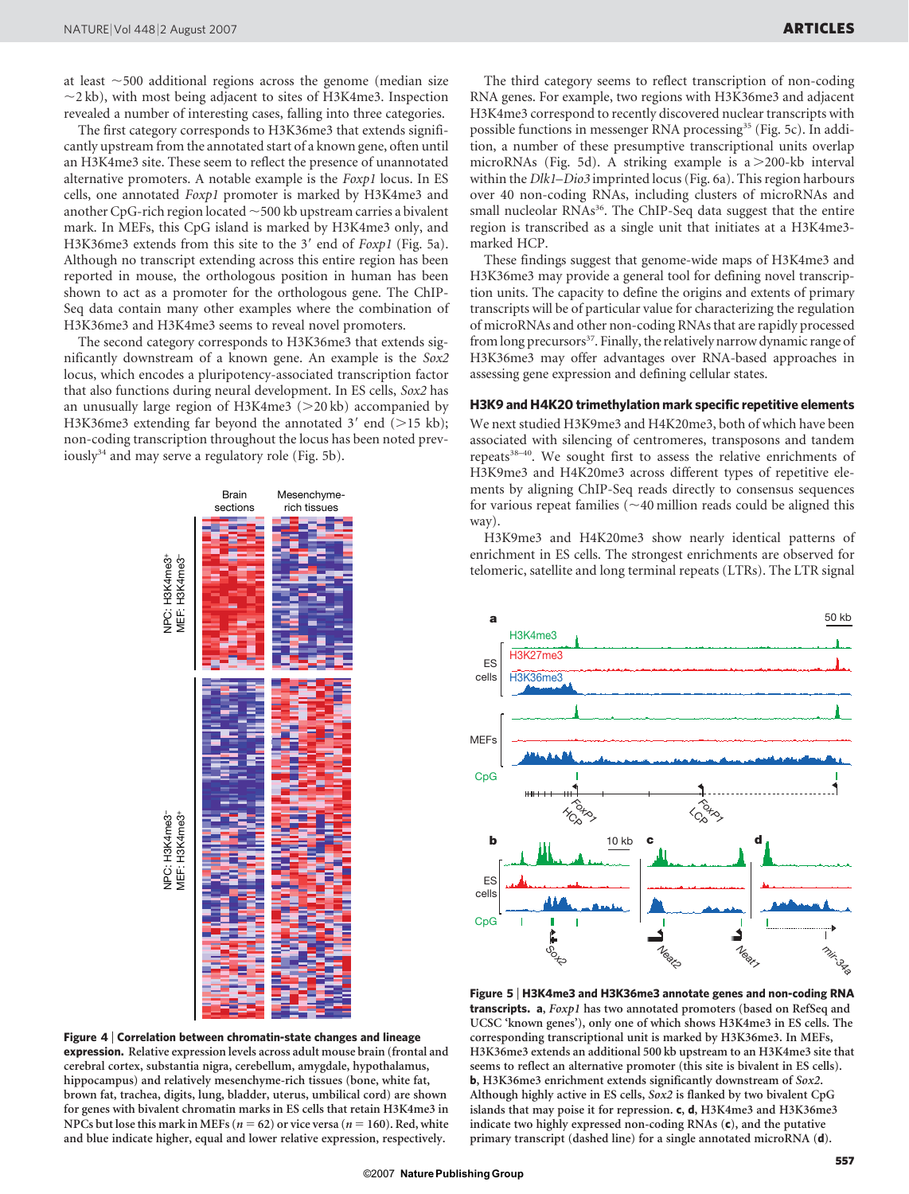at least ~500 additional regions across the genome (median size ~2 kb), with most being adjacent to sites of H3K4me3. Inspection revealed a number of interesting cases, falling into three categories.

The first category corresponds to H3K36me3 that extends significantly upstream from the annotated start of a known gene, often until an H3K4me3 site. These seem to reflect the presence of unannotated alternative promoters. A notable example is the *Foxp1* locus. In ES cells, one annotated *Foxp1* promoter is marked by H3K4me3 and another CpG-rich region located ~500 kb upstream carries a bivalent mark. In MEFs, this CpG island is marked by H3K4me3 only, and H3K36me3 extends from this site to the 3′ end of *Foxp1* (Fig. 5a). Although no transcript extending across this entire region has been reported in mouse, the orthologous position in human has been shown to act as a promoter for the orthologous gene. The ChIP-Seq data contain many other examples where the combination of H3K36me3 and H3K4me3 seems to reveal novel promoters.

The second category corresponds to H3K36me3 that extends significantly downstream of a known gene. An example is the *Sox2* locus, which encodes a pluripotency-associated transcription factor that also functions during neural development. In ES cells, *Sox2* has an unusually large region of H3K4me3 (>20 kb) accompanied by H3K36me3 extending far beyond the annotated 3′ end (>15 kb); non-coding transcription throughout the locus has been noted previously[34] and may serve a regulatory role (Fig. 5b).

Figure 4 | **Correlation between chromatin-state changes and lineage expression.** Relative expression levels across adult mouse brain (frontal and cerebral cortex, substantia nigra, cerebellum, amygdale, hypothalamus, hippocampus) and relatively mesenchyme-rich tissues (bone, white fat, brown fat, trachea, digits, lung, bladder, uterus, umbilical cord) are shown for genes with bivalent chromatin marks in ES cells that retain H3K4me3 in NPCs but lose this mark in MEFs ($n = 62$) or vice versa ($n = 160$). Red, white and blue indicate higher, equal and lower relative expression, respectively.

The third category seems to reflect transcription of non-coding RNA genes. For example, two regions with H3K36me3 and adjacent H3K4me3 correspond to recently discovered nuclear transcripts with possible functions in messenger RNA processing[35] (Fig. 5c). In addition, a number of these presumptive transcriptional units overlap microRNAs (Fig. 5d). A striking example is a >200-kb interval within the *Dlk1–Dio3* imprinted locus (Fig. 6a). This region harbours over 40 non-coding RNAs, including clusters of microRNAs and small nucleolar RNAs[36]. The ChIP-Seq data suggest that the entire region is transcribed as a single unit that initiates at a H3K4me3-marked HCP.

These findings suggest that genome-wide maps of H3K4me3 and H3K36me3 may provide a general tool for defining novel transcription units. The capacity to define the origins and extents of primary transcripts will be of particular value for characterizing the regulation of microRNAs and other non-coding RNAs that are rapidly processed from long precursors[37]. Finally, the relatively narrow dynamic range of H3K36me3 may offer advantages over RNA-based approaches in assessing gene expression and defining cellular states.

## H3K9 and H4K20 trimethylation mark specific repetitive elements

We next studied H3K9me3 and H4K20me3, both of which have been associated with silencing of centromeres, transposons and tandem repeats[38–40]. We sought first to assess the relative enrichments of H3K9me3 and H4K20me3 across different types of repetitive elements by aligning ChIP-Seq reads directly to consensus sequences for various repeat families (~40 million reads could be aligned this way).

H3K9me3 and H4K20me3 show nearly identical patterns of enrichment in ES cells. The strongest enrichments are observed for telomeric, satellite and long terminal repeats (LTRs). The LTR signal

Figure 5 | **H3K4me3 and H3K36me3 annotate genes and non-coding RNA transcripts.** **a**, *Foxp1* has two annotated promoters (based on RefSeq and UCSC 'known genes'), only one of which shows H3K4me3 in ES cells. The corresponding transcriptional unit is marked by H3K36me3. In MEFs, H3K36me3 extends an additional 500 kb upstream to an H3K4me3 site that seems to reflect an alternative promoter (this site is bivalent in ES cells). **b**, H3K36me3 enrichment extends significantly downstream of *Sox2*. Although highly active in ES cells, *Sox2* is flanked by two bivalent CpG islands that may poise it for repression. **c**, **d**, H3K4me3 and H3K36me3 indicate two highly expressed non-coding RNAs (**c**), and the putative primary transcript (dashed line) for a single annotated microRNA (**d**).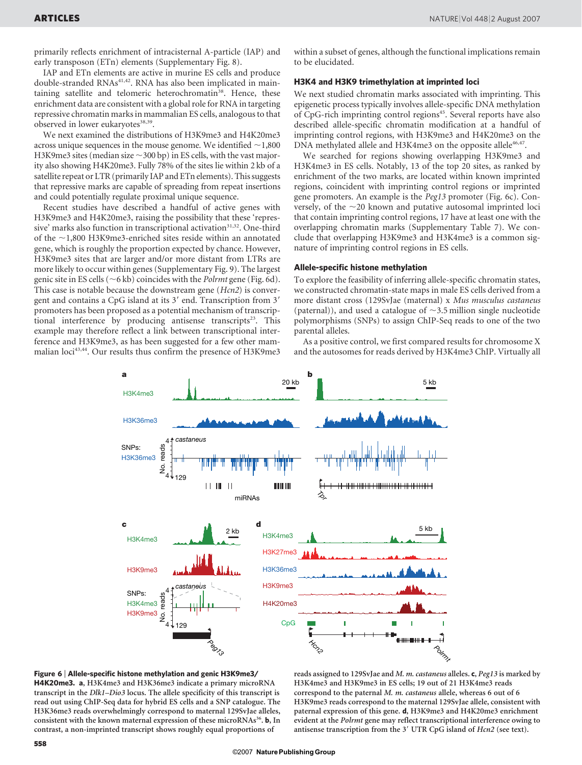primarily reflects enrichment of intracisternal A-particle (IAP) and early transposon (ETn) elements (Supplementary Fig. 8).

IAP and ETn elements are active in murine ES cells and produce double-stranded RNAs[41,42]. RNA has also been implicated in maintaining satellite and telomeric heterochromatin[38]. Hence, these enrichment data are consistent with a global role for RNA in targeting repressive chromatin marks in mammalian ES cells, analogous to that observed in lower eukaryotes[38,39].

We next examined the distributions of H3K9me3 and H4K20me3 across unique sequences in the mouse genome. We identified ~1,800 H3K9me3 sites (median size ~300 bp) in ES cells, with the vast majority also showing H4K20me3. Fully 78% of the sites lie within 2 kb of a satellite repeat or LTR (primarily IAP and ETn elements). This suggests that repressive marks are capable of spreading from repeat insertions and could potentially regulate proximal unique sequence.

Recent studies have described a handful of active genes with H3K9me3 and H4K20me3, raising the possibility that these 'repressive' marks also function in transcriptional activation[31,32]. One-third of the ~1,800 H3K9me3-enriched sites reside within an annotated gene, which is roughly the proportion expected by chance. However, H3K9me3 sites that are larger and/or more distant from LTRs are more likely to occur within genes (Supplementary Fig. 9). The largest genic site in ES cells (~6 kb) coincides with the *Polrmt* gene (Fig. 6d). This case is notable because the downstream gene (*Hcn2*) is convergent and contains a CpG island at its 3′ end. Transcription from 3′ promoters has been proposed as a potential mechanism of transcriptional interference by producing antisense transcripts[23]. This example may therefore reflect a link between transcriptional interference and H3K9me3, as has been suggested for a few other mammalian loci[43,44]. Our results thus confirm the presence of H3K9me3 within a subset of genes, although the functional implications remain to be elucidated.

## H3K4 and H3K9 trimethylation at imprinted loci

We next studied chromatin marks associated with imprinting. This epigenetic process typically involves allele-specific DNA methylation of CpG-rich imprinting control regions[45]. Several reports have also described allele-specific chromatin modification at a handful of imprinting control regions, with H3K9me3 and H4K20me3 on the DNA methylated allele and H3K4me3 on the opposite allele[46,47].

We searched for regions showing overlapping H3K9me3 and H3K4me3 in ES cells. Notably, 13 of the top 20 sites, as ranked by enrichment of the two marks, are located within known imprinted regions, coincident with imprinting control regions or imprinted gene promoters. An example is the *Peg13* promoter (Fig. 6c). Conversely, of the ~20 known and putative autosomal imprinted loci that contain imprinting control regions, 17 have at least one with the overlapping chromatin marks (Supplementary Table 7). We conclude that overlapping H3K9me3 and H3K4me3 is a common signature of imprinting control regions in ES cells.

## Allele-specific histone methylation

To explore the feasibility of inferring allele-specific chromatin states, we constructed chromatin-state maps in male ES cells derived from a more distant cross (129SvJae (maternal) x *Mus musculus castaneus* (paternal)), and used a catalogue of ~3.5 million single nucleotide polymorphisms (SNPs) to assign ChIP-Seq reads to one of the two parental alleles.

As a positive control, we first compared results for chromosome X and the autosomes for reads derived by H3K4me3 ChIP. Virtually all

**Figure 6 | Allele-specific histone methylation and genic H3K9me3/H4K20me3.** **a**, H3K4me3 and H3K36me3 indicate a primary microRNA transcript in the *Dlk1–Dio3* locus. The allele specificity of this transcript is read out using ChIP-Seq data for hybrid ES cells and a SNP catalogue. The H3K36me3 reads overwhelmingly correspond to maternal 129SvJae alleles, consistent with the known maternal expression of these microRNAs[36]. **b**, In contrast, a non-imprinted transcript shows roughly equal proportions of reads assigned to 129SvJae and *M. m. castaneus* alleles. **c**, *Peg13* is marked by H3K4me3 and H3K9me3 in ES cells; 19 out of 21 H3K4me3 reads correspond to the paternal *M. m. castaneus* allele, whereas 6 out of 6 H3K9me3 reads correspond to the maternal 129SvJae allele, consistent with paternal expression of this gene. **d**, H3K9me3 and H4K20me3 enrichment evident at the *Polrmt* gene may reflect transcriptional interference owing to antisense transcription from the 3′ UTR CpG island of *Hcn2* (see text).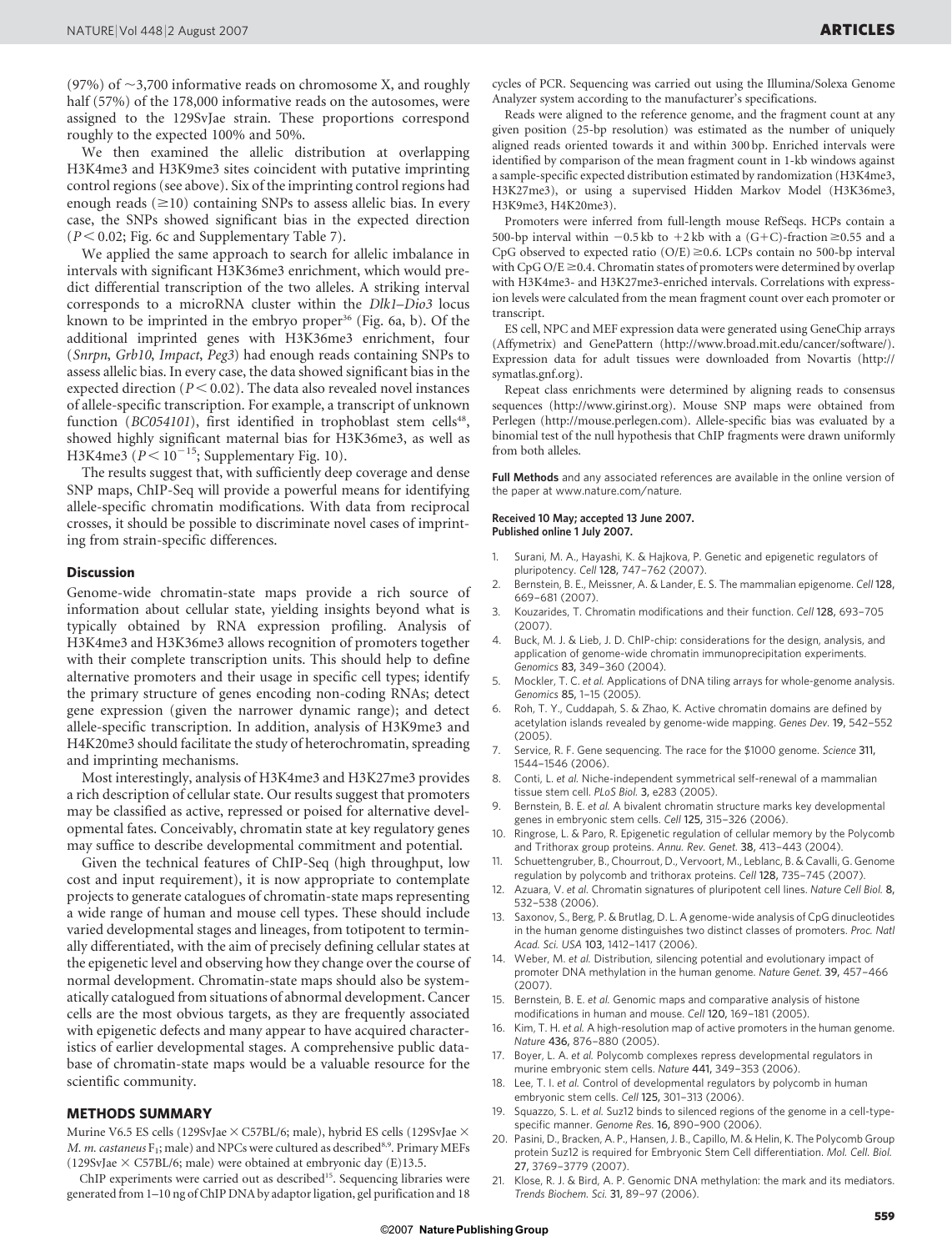(97%) of ~3,700 informative reads on chromosome X, and roughly half (57%) of the 178,000 informative reads on the autosomes, were assigned to the 129SvJae strain. These proportions correspond roughly to the expected 100% and 50%.

We then examined the allelic distribution at overlapping H3K4me3 and H3K9me3 sites coincident with putative imprinting control regions (see above). Six of the imprinting control regions had enough reads (≥10) containing SNPs to assess allelic bias. In every case, the SNPs showed significant bias in the expected direction ($P < 0.02$; Fig. 6c and Supplementary Table 7).

We applied the same approach to search for allelic imbalance in intervals with significant H3K36me3 enrichment, which would predict differential transcription of the two alleles. A striking interval corresponds to a microRNA cluster within the *Dlk1–Dio3* locus known to be imprinted in the embryo proper[36] (Fig. 6a, b). Of the additional imprinted genes with H3K36me3 enrichment, four (*Snrpn*, *Grb10*, *Impact*, *Peg3*) had enough reads containing SNPs to assess allelic bias. In every case, the data showed significant bias in the expected direction ($P < 0.02$). The data also revealed novel instances of allele-specific transcription. For example, a transcript of unknown function (*BC054101*), first identified in trophoblast stem cells[48], showed highly significant maternal bias for H3K36me3, as well as H3K4me3 ($P < 10^{-15}$; Supplementary Fig. 10).

The results suggest that, with sufficiently deep coverage and dense SNP maps, ChIP-Seq will provide a powerful means for identifying allele-specific chromatin modifications. With data from reciprocal crosses, it should be possible to discriminate novel cases of imprinting from strain-specific differences.

## Discussion

Genome-wide chromatin-state maps provide a rich source of information about cellular state, yielding insights beyond what is typically obtained by RNA expression profiling. Analysis of H3K4me3 and H3K36me3 allows recognition of promoters together with their complete transcription units. This should help to define alternative promoters and their usage in specific cell types; identify the primary structure of genes encoding non-coding RNAs; detect gene expression (given the narrower dynamic range); and detect allele-specific transcription. In addition, analysis of H3K9me3 and H4K20me3 should facilitate the study of heterochromatin, spreading and imprinting mechanisms.

Most interestingly, analysis of H3K4me3 and H3K27me3 provides a rich description of cellular state. Our results suggest that promoters may be classified as active, repressed or poised for alternative developmental fates. Conceivably, chromatin state at key regulatory genes may suffice to describe developmental commitment and potential.

Given the technical features of ChIP-Seq (high throughput, low cost and input requirement), it is now appropriate to contemplate projects to generate catalogues of chromatin-state maps representing a wide range of human and mouse cell types. These should include varied developmental stages and lineages, from totipotent to terminally differentiated, with the aim of precisely defining cellular states at the epigenetic level and observing how they change over the course of normal development. Chromatin-state maps should also be systematically catalogued from situations of abnormal development. Cancer cells are the most obvious targets, as they are frequently associated with epigenetic defects and many appear to have acquired characteristics of earlier developmental stages. A comprehensive public database of chromatin-state maps would be a valuable resource for the scientific community.

## METHODS SUMMARY

Murine V6.5 ES cells (129SvJae × C57BL/6; male), hybrid ES cells (129SvJae × *M. m. castaneus* $F_1$; male) and NPCs were cultured as described[8,9]. Primary MEFs (129SvJae × C57BL/6; male) were obtained at embryonic day (E)13.5.

ChIP experiments were carried out as described[15]. Sequencing libraries were generated from 1–10 ng of ChIP DNA by adaptor ligation, gel purification and 18 cycles of PCR. Sequencing was carried out using the Illumina/Solexa Genome Analyzer system according to the manufacturer's specifications.

Reads were aligned to the reference genome, and the fragment count at any given position (25-bp resolution) was estimated as the number of uniquely aligned reads oriented towards it and within 300 bp. Enriched intervals were identified by comparison of the mean fragment count in 1-kb windows against a sample-specific expected distribution estimated by randomization (H3K4me3, H3K27me3), or using a supervised Hidden Markov Model (H3K36me3, H3K9me3, H4K20me3).

Promoters were inferred from full-length mouse RefSeqs. HCPs contain a 500-bp interval within −0.5 kb to +2 kb with a (G+C)-fraction ≥0.55 and a CpG observed to expected ratio (O/E) ≥0.6. LCPs contain no 500-bp interval with CpG O/E ≥0.4. Chromatin states of promoters were determined by overlap with H3K4me3- and H3K27me3-enriched intervals. Correlations with expression levels were calculated from the mean fragment count over each promoter or transcript.

ES cell, NPC and MEF expression data were generated using GeneChip arrays (Affymetrix) and GenePattern (http://www.broad.mit.edu/cancer/software/). Expression data for adult tissues were downloaded from Novartis (http://symatlas.gnf.org).

Repeat class enrichments were determined by aligning reads to consensus sequences (http://www.girinst.org). Mouse SNP maps were obtained from Perlegen (http://mouse.perlegen.com). Allele-specific bias was evaluated by a binomial test of the null hypothesis that ChIP fragments were drawn uniformly from both alleles.

**Full Methods** and any associated references are available in the online version of the paper at www.nature.com/nature.

**Received 10 May; accepted 13 June 2007.**
**Published online 1 July 2007.**

1. Surani, M. A., Hayashi, K. & Hajkova, P. Genetic and epigenetic regulators of pluripotency. *Cell* **128**, 747–762 (2007).
2. Bernstein, B. E., Meissner, A. & Lander, E. S. The mammalian epigenome. *Cell* **128**, 669–681 (2007).
3. Kouzarides, T. Chromatin modifications and their function. *Cell* **128**, 693–705 (2007).
4. Buck, M. J. & Lieb, J. D. ChIP-chip: considerations for the design, analysis, and application of genome-wide chromatin immunoprecipitation experiments. *Genomics* **83**, 349–360 (2004).
5. Mockler, T. C. *et al.* Applications of DNA tiling arrays for whole-genome analysis. *Genomics* **85**, 1–15 (2005).
6. Roh, T. Y., Cuddapah, S. & Zhao, K. Active chromatin domains are defined by acetylation islands revealed by genome-wide mapping. *Genes Dev.* **19**, 542–552 (2005).
7. Service, R. F. Gene sequencing. The race for the $1000 genome. *Science* **311**, 1544–1546 (2006).
8. Conti, L. *et al.* Niche-independent symmetrical self-renewal of a mammalian tissue stem cell. *PLoS Biol.* **3**, e283 (2005).
9. Bernstein, B. E. *et al.* A bivalent chromatin structure marks key developmental genes in embryonic stem cells. *Cell* **125**, 315–326 (2006).
10. Ringrose, L. & Paro, R. Epigenetic regulation of cellular memory by the Polycomb and Trithorax group proteins. *Annu. Rev. Genet.* **38**, 413–443 (2004).
11. Schuettengruber, B., Chourrout, D., Vervoort, M., Leblanc, B. & Cavalli, G. Genome regulation by polycomb and trithorax proteins. *Cell* **128**, 735–745 (2007).
12. Azuara, V. *et al.* Chromatin signatures of pluripotent cell lines. *Nature Cell Biol.* **8**, 532–538 (2006).
13. Saxonov, S., Berg, P. & Brutlag, D. L. A genome-wide analysis of CpG dinucleotides in the human genome distinguishes two distinct classes of promoters. *Proc. Natl Acad. Sci. USA* **103**, 1412–1417 (2006).
14. Weber, M. *et al.* Distribution, silencing potential and evolutionary impact of promoter DNA methylation in the human genome. *Nature Genet.* **39**, 457–466 (2007).
15. Bernstein, B. E. *et al.* Genomic maps and comparative analysis of histone modifications in human and mouse. *Cell* **120**, 169–181 (2005).
16. Kim, T. H. *et al.* A high-resolution map of active promoters in the human genome. *Nature* **436**, 876–880 (2005).
17. Boyer, L. A. *et al.* Polycomb complexes repress developmental regulators in murine embryonic stem cells. *Nature* **441**, 349–353 (2006).
18. Lee, T. I. *et al.* Control of developmental regulators by polycomb in human embryonic stem cells. *Cell* **125**, 301–313 (2006).
19. Squazzo, S. L. *et al.* Suz12 binds to silenced regions of the genome in a cell-type-specific manner. *Genome Res.* **16**, 890–900 (2006).
20. Pasini, D., Bracken, A. P., Hansen, J. B., Capillo, M. & Helin, K. The Polycomb Group protein Suz12 is required for Embryonic Stem Cell differentiation. *Mol. Cell. Biol.* **27**, 3769–3779 (2007).
21. Klose, R. J. & Bird, A. P. Genomic DNA methylation: the mark and its mediators. *Trends Biochem. Sci.* **31**, 89–97 (2006).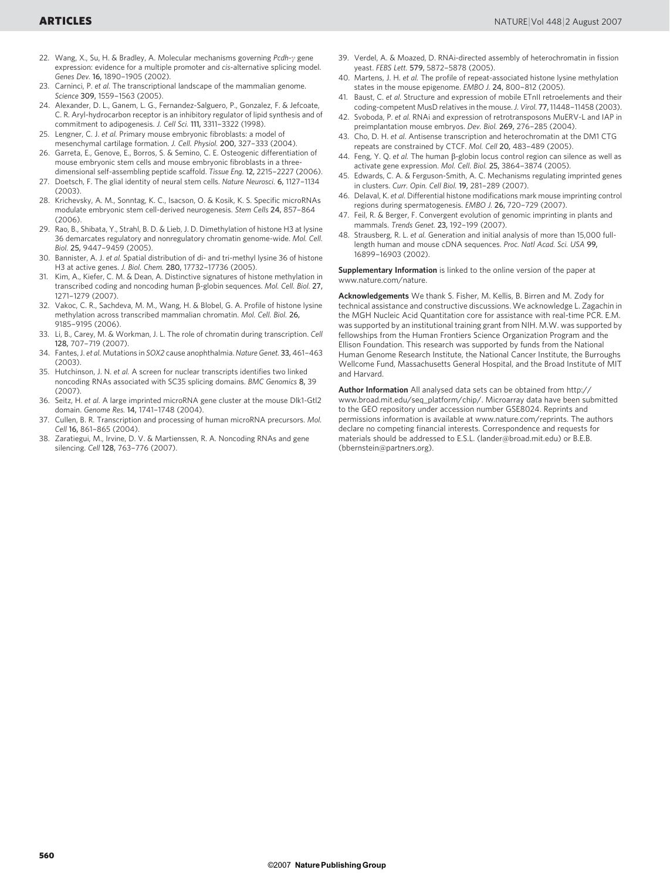22. Wang, X., Su, H. & Bradley, A. Molecular mechanisms governing *Pcdh-γ* gene expression: evidence for a multiple promoter and *cis*-alternative splicing model. *Genes Dev.* **16,** 1890–1905 (2002).
23. Carninci, P. *et al.* The transcriptional landscape of the mammalian genome. *Science* **309,** 1559–1563 (2005).
24. Alexander, D. L., Ganem, L. G., Fernandez-Salguero, P., Gonzalez, F. & Jefcoate, C. R. Aryl-hydrocarbon receptor is an inhibitory regulator of lipid synthesis and of commitment to adipogenesis. *J. Cell Sci.* **111,** 3311–3322 (1998).
25. Lengner, C. J. *et al.* Primary mouse embryonic fibroblasts: a model of mesenchymal cartilage formation. *J. Cell. Physiol.* **200,** 327–333 (2004).
26. Garreta, E., Genove, E., Borros, S. & Semino, C. E. Osteogenic differentiation of mouse embryonic stem cells and mouse embryonic fibroblasts in a three-dimensional self-assembling peptide scaffold. *Tissue Eng.* **12,** 2215–2227 (2006).
27. Doetsch, F. The glial identity of neural stem cells. *Nature Neurosci.* **6,** 1127–1134 (2003).
28. Krichevsky, A. M., Sonntag, K. C., Isacson, O. & Kosik, K. S. Specific microRNAs modulate embryonic stem cell-derived neurogenesis. *Stem Cells* **24,** 857–864 (2006).
29. Rao, B., Shibata, Y., Strahl, B. D. & Lieb, J. D. Dimethylation of histone H3 at lysine 36 demarcates regulatory and nonregulatory chromatin genome-wide. *Mol. Cell. Biol.* **25,** 9447–9459 (2005).
30. Bannister, A. J. *et al.* Spatial distribution of di- and tri-methyl lysine 36 of histone H3 at active genes. *J. Biol. Chem.* **280,** 17732–17736 (2005).
31. Kim, A., Kiefer, C. M. & Dean, A. Distinctive signatures of histone methylation in transcribed coding and noncoding human β-globin sequences. *Mol. Cell. Biol.* **27,** 1271–1279 (2007).
32. Vakoc, C. R., Sachdeva, M. M., Wang, H. & Blobel, G. A. Profile of histone lysine methylation across transcribed mammalian chromatin. *Mol. Cell. Biol.* **26,** 9185–9195 (2006).
33. Li, B., Carey, M. & Workman, J. L. The role of chromatin during transcription. *Cell* **128,** 707–719 (2007).
34. Fantes, J. *et al.* Mutations in *SOX2* cause anophthalmia. *Nature Genet.* **33,** 461–463 (2003).
35. Hutchinson, J. N. *et al.* A screen for nuclear transcripts identifies two linked noncoding RNAs associated with SC35 splicing domains. *BMC Genomics* **8,** 39 (2007).
36. Seitz, H. *et al.* A large imprinted microRNA gene cluster at the mouse Dlk1-Gtl2 domain. *Genome Res.* **14,** 1741–1748 (2004).
37. Cullen, B. R. Transcription and processing of human microRNA precursors. *Mol. Cell* **16,** 861–865 (2004).
38. Zaratiegui, M., Irvine, D. V. & Martienssen, R. A. Noncoding RNAs and gene silencing. *Cell* **128,** 763–776 (2007).
39. Verdel, A. & Moazed, D. RNAi-directed assembly of heterochromatin in fission yeast. *FEBS Lett.* **579,** 5872–5878 (2005).
40. Martens, J. H. *et al.* The profile of repeat-associated histone lysine methylation states in the mouse epigenome. *EMBO J.* **24,** 800–812 (2005).
41. Baust, C. *et al.* Structure and expression of mobile ETnII retroelements and their coding-competent MusD relatives in the mouse. *J. Virol.* **77,** 11448–11458 (2003).
42. Svoboda, P. *et al.* RNAi and expression of retrotransposons MuERV-L and IAP in preimplantation mouse embryos. *Dev. Biol.* **269,** 276–285 (2004).
43. Cho, D. H. *et al.* Antisense transcription and heterochromatin at the DM1 CTG repeats are constrained by CTCF. *Mol. Cell* **20,** 483–489 (2005).
44. Feng, Y. Q. *et al.* The human β-globin locus control region can silence as well as activate gene expression. *Mol. Cell. Biol.* **25,** 3864–3874 (2005).
45. Edwards, C. A. & Ferguson-Smith, A. C. Mechanisms regulating imprinted genes in clusters. *Curr. Opin. Cell Biol.* **19,** 281–289 (2007).
46. Delaval, K. *et al.* Differential histone modifications mark mouse imprinting control regions during spermatogenesis. *EMBO J.* **26,** 720–729 (2007).
47. Feil, R. & Berger, F. Convergent evolution of genomic imprinting in plants and mammals. *Trends Genet.* **23,** 192–199 (2007).
48. Strausberg, R. L. *et al.* Generation and initial analysis of more than 15,000 full-length human and mouse cDNA sequences. *Proc. Natl Acad. Sci. USA* **99,** 16899–16903 (2002).

**Supplementary Information** is linked to the online version of the paper at www.nature.com/nature.

**Acknowledgements** We thank S. Fisher, M. Kellis, B. Birren and M. Zody for technical assistance and constructive discussions. We acknowledge L. Zagachin in the MGH Nucleic Acid Quantitation core for assistance with real-time PCR. E.M. was supported by an institutional training grant from NIH. M.W. was supported by fellowships from the Human Frontiers Science Organization Program and the Ellison Foundation. This research was supported by funds from the National Human Genome Research Institute, the National Cancer Institute, the Burroughs Wellcome Fund, Massachusetts General Hospital, and the Broad Institute of MIT and Harvard.

**Author Information** All analysed data sets can be obtained from http://www.broad.mit.edu/seq_platform/chip/. Microarray data have been submitted to the GEO repository under accession number GSE8024. Reprints and permissions information is available at www.nature.com/reprints. The authors declare no competing financial interests. Correspondence and requests for materials should be addressed to E.S.L. (lander@broad.mit.edu) or B.E.B. (bbernstein@partners.org).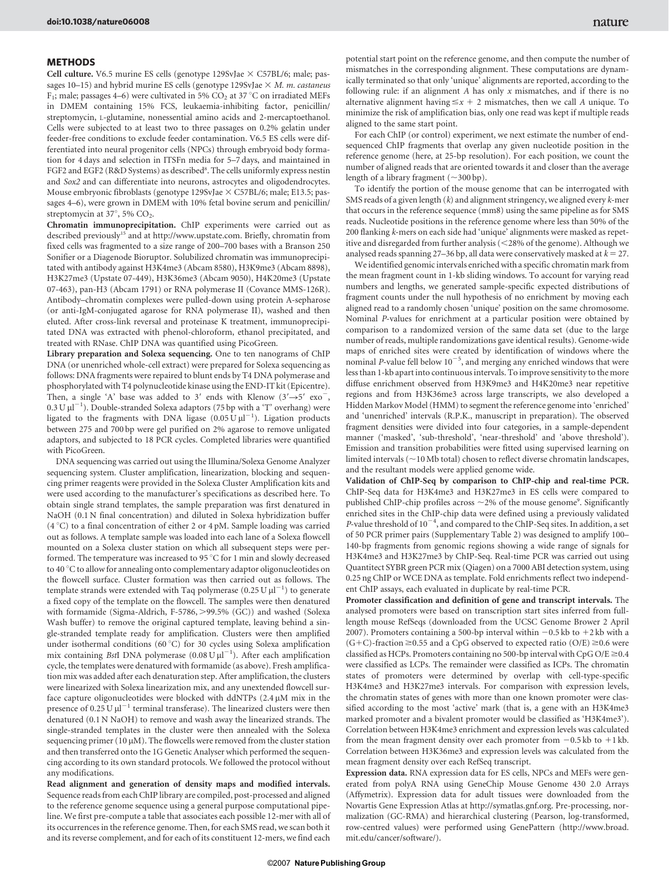## METHODS

**Cell culture.** V6.5 murine ES cells (genotype 129SvJae × C57BL/6; male; passages 10–15) and hybrid murine ES cells (genotype 129SvJae × *M. m. castaneus* $F_1$; male; passages 4–6) were cultivated in 5% $CO_2$ at 37 °C on irradiated MEFs in DMEM containing 15% FCS, leukaemia-inhibiting factor, penicillin/streptomycin, L-glutamine, nonessential amino acids and 2-mercaptoethanol. Cells were subjected to at least two to three passages on 0.2% gelatin under feeder-free conditions to exclude feeder contamination. V6.5 ES cells were differentiated into neural progenitor cells (NPCs) through embryoid body formation for 4 days and selection in ITSFn media for 5–7 days, and maintained in FGF2 and EGF2 (R&D Systems) as described[8]. The cells uniformly express nestin and *Sox2* and can differentiate into neurons, astrocytes and oligodendrocytes. Mouse embryonic fibroblasts (genotype 129SvJae × C57BL/6; male; E13.5; passages 4–6), were grown in DMEM with 10% fetal bovine serum and penicillin/streptomycin at 37°, 5% $CO_2$.

**Chromatin immunoprecipitation.** ChIP experiments were carried out as described previously[15] and at http://www.upstate.com. Briefly, chromatin from fixed cells was fragmented to a size range of 200–700 bases with a Branson 250 Sonifier or a Diagenode Bioruptor. Solubilized chromatin was immunoprecipitated with antibody against H3K4me3 (Abcam 8580), H3K9me3 (Abcam 8898), H3K27me3 (Upstate 07-449), H3K36me3 (Abcam 9050), H4K20me3 (Upstate 07-463), pan-H3 (Abcam 1791) or RNA polymerase II (Covance MMS-126R). Antibody–chromatin complexes were pulled-down using protein A-sepharose (or anti-IgM-conjugated agarose for RNA polymerase II), washed and then eluted. After cross-link reversal and proteinase K treatment, immunoprecipitated DNA was extracted with phenol-chloroform, ethanol precipitated, and treated with RNase. ChIP DNA was quantified using PicoGreen.

**Library preparation and Solexa sequencing.** One to ten nanograms of ChIP DNA (or unenriched whole-cell extract) were prepared for Solexa sequencing as follows: DNA fragments were repaired to blunt ends by T4 DNA polymerase and phosphorylated with T4 polynucleotide kinase using the END-IT kit (Epicentre). Then, a single 'A' base was added to 3′ ends with Klenow (3′→5′ exo⁻, 0.3 U $\mu l^{-1}$). Double-stranded Solexa adaptors (75 bp with a 'T' overhang) were ligated to the fragments with DNA ligase (0.05 U $\mu l^{-1}$). Ligation products between 275 and 700 bp were gel purified on 2% agarose to remove unligated adaptors, and subjected to 18 PCR cycles. Completed libraries were quantified with PicoGreen.

DNA sequencing was carried out using the Illumina/Solexa Genome Analyzer sequencing system. Cluster amplification, linearization, blocking and sequencing primer reagents were provided in the Solexa Cluster Amplification kits and were used according to the manufacturer's specifications as described here. To obtain single strand templates, the sample preparation was first denatured in NaOH (0.1 N final concentration) and diluted in Solexa hybridization buffer (4 °C) to a final concentration of either 2 or 4 pM. Sample loading was carried out as follows. A template sample was loaded into each lane of a Solexa flowcell mounted on a Solexa cluster station on which all subsequent steps were performed. The temperature was increased to 95 °C for 1 min and slowly decreased to 40 °C to allow for annealing onto complementary adaptor oligonucleotides on the flowcell surface. Cluster formation was then carried out as follows. The template strands were extended with Taq polymerase (0.25 U $\mu l^{-1}$) to generate a fixed copy of the template on the flowcell. The samples were then denatured with formamide (Sigma-Aldrich, F-5786, >99.5% (GC)) and washed (Solexa Wash buffer) to remove the original captured template, leaving behind a single-stranded template ready for amplification. Clusters were then amplified under isothermal conditions (60 °C) for 30 cycles using Solexa amplification mix containing *Bst*I DNA polymerase (0.08 U $\mu l^{-1}$). After each amplification cycle, the templates were denatured with formamide (as above). Fresh amplification mix was added after each denaturation step. After amplification, the clusters were linearized with Solexa linearization mix, and any unextended flowcell surface capture oligonucleotides were blocked with ddNTPs (2.4 μM mix in the presence of 0.25 U $\mu l^{-1}$ terminal transferase). The linearized clusters were then denatured (0.1 N NaOH) to remove and wash away the linearized strands. The single-stranded templates in the cluster were then annealed with the Solexa sequencing primer (10 μM). The flowcells were removed from the cluster station and then transferred onto the 1G Genetic Analyser which performed the sequencing according to its own standard protocols. We followed the protocol without any modifications.

**Read alignment and generation of density maps and modified intervals.** Sequence reads from each ChIP library are compiled, post-processed and aligned to the reference genome sequence using a general purpose computational pipeline. We first pre-compute a table that associates each possible 12-mer with all of its occurrences in the reference genome. Then, for each SMS read, we scan both it and its reverse complement, and for each of its constituent 12-mers, we find each potential start point on the reference genome, and then compute the number of mismatches in the corresponding alignment. These computations are dynamically terminated so that only 'unique' alignments are reported, according to the following rule: if an alignment $A$ has only $x$ mismatches, and if there is no alternative alignment having $\leq x + 2$ mismatches, then we call $A$ unique. To minimize the risk of amplification bias, only one read was kept if multiple reads aligned to the same start point.

For each ChIP (or control) experiment, we next estimate the number of end-sequenced ChIP fragments that overlap any given nucleotide position in the reference genome (here, at 25-bp resolution). For each position, we count the number of aligned reads that are oriented towards it and closer than the average length of a library fragment (~300 bp).

To identify the portion of the mouse genome that can be interrogated with SMS reads of a given length ($k$) and alignment stringency, we aligned every $k$-mer that occurs in the reference sequence (mm8) using the same pipeline as for SMS reads. Nucleotide positions in the reference genome where less than 50% of the 200 flanking $k$-mers on each side had 'unique' alignments were masked as repetitive and disregarded from further analysis (<28% of the genome). Although we analysed reads spanning 27–36 bp, all data were conservatively masked at $k = 27$.

We identified genomic intervals enriched with a specific chromatin mark from the mean fragment count in 1-kb sliding windows. To account for varying read numbers and lengths, we generated sample-specific expected distributions of fragment counts under the null hypothesis of no enrichment by moving each aligned read to a randomly chosen 'unique' position on the same chromosome. Nominal $P$-values for enrichment at a particular position were obtained by comparison to a randomized version of the same data set (due to the large number of reads, multiple randomizations gave identical results). Genome-wide maps of enriched sites were created by identification of windows where the nominal $P$-value fell below $10^{-5}$, and merging any enriched windows that were less than 1-kb apart into continuous intervals. To improve sensitivity to the more diffuse enrichment observed from H3K9me3 and H4K20me3 near repetitive regions and from H3K36me3 across large transcripts, we also developed a Hidden Markov Model (HMM) to segment the reference genome into 'enriched' and 'unenriched' intervals (R.P.K., manuscript in preparation). The observed fragment densities were divided into four categories, in a sample-dependent manner ('masked', 'sub-threshold', 'near-threshold' and 'above threshold'). Emission and transition probabilities were fitted using supervised learning on limited intervals (~10 Mb total) chosen to reflect diverse chromatin landscapes, and the resultant models were applied genome wide.

**Validation of ChIP-Seq by comparison to ChIP-chip and real-time PCR.** ChIP-Seq data for H3K4me3 and H3K27me3 in ES cells were compared to published ChIP-chip profiles across ~2% of the mouse genome[9]. Significantly enriched sites in the ChIP-chip data were defined using a previously validated $P$-value threshold of $10^{-4}$, and compared to the ChIP-Seq sites. In addition, a set of 50 PCR primer pairs (Supplementary Table 2) was designed to amplify 100–140-bp fragments from genomic regions showing a wide range of signals for H3K4me3 and H3K27me3 by ChIP-Seq. Real-time PCR was carried out using Quantitect SYBR green PCR mix (Qiagen) on a 7000 ABI detection system, using 0.25 ng ChIP or WCE DNA as template. Fold enrichments reflect two independent ChIP assays, each evaluated in duplicate by real-time PCR.

**Promoter classification and definition of gene and transcript intervals.** The analysed promoters were based on transcription start sites inferred from full-length mouse RefSeqs (downloaded from the UCSC Genome Brower 2 April 2007). Promoters containing a 500-bp interval within −0.5 kb to +2 kb with a (G+C)-fraction ≥0.55 and a CpG observed to expected ratio (O/E) ≥0.6 were classified as HCPs. Promoters containing no 500-bp interval with CpG O/E ≥0.4 were classified as LCPs. The remainder were classified as ICPs. The chromatin states of promoters were determined by overlap with cell-type-specific H3K4me3 and H3K27me3 intervals. For comparison with expression levels, the chromatin states of genes with more than one known promoter were classified according to the most 'active' mark (that is, a gene with an H3K4me3 marked promoter and a bivalent promoter would be classified as 'H3K4me3'). Correlation between H3K4me3 enrichment and expression levels was calculated from the mean fragment density over each promoter from −0.5 kb to +1 kb. Correlation between H3K36me3 and expression levels was calculated from the mean fragment density over each RefSeq transcript.

**Expression data.** RNA expression data for ES cells, NPCs and MEFs were generated from polyA RNA using GeneChip Mouse Genome 430 2.0 Arrays (Affymetrix). Expression data for adult tissues were downloaded from the Novartis Gene Expression Atlas at http://symatlas.gnf.org. Pre-processing, normalization (GC-RMA) and hierarchical clustering (Pearson, log-transformed, row-centred values) were performed using GenePattern (http://www.broad.mit.edu/cancer/software/).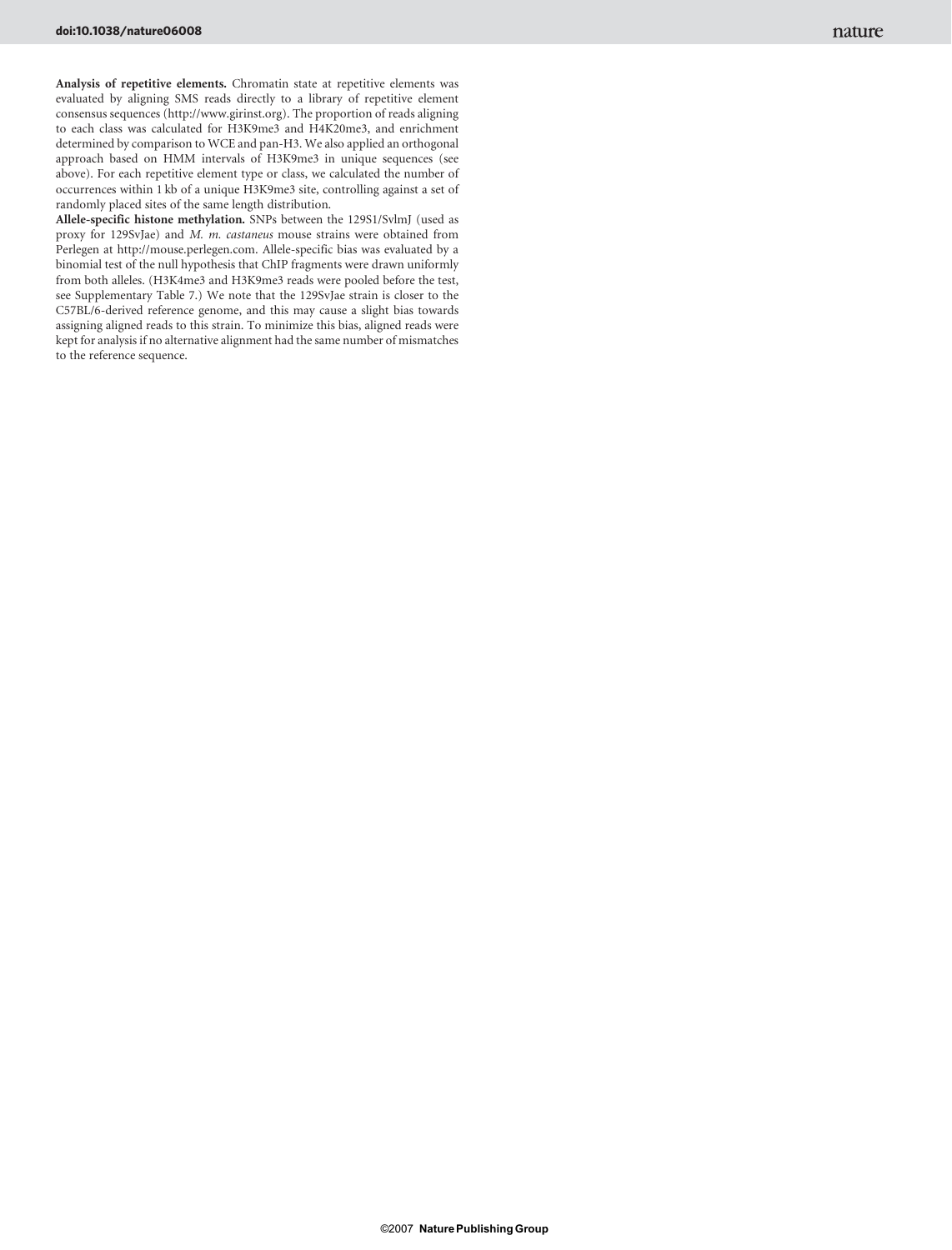**Analysis of repetitive elements.** Chromatin state at repetitive elements was evaluated by aligning SMS reads directly to a library of repetitive element consensus sequences (http://www.girinst.org). The proportion of reads aligning to each class was calculated for H3K9me3 and H4K20me3, and enrichment determined by comparison to WCE and pan-H3. We also applied an orthogonal approach based on HMM intervals of H3K9me3 in unique sequences (see above). For each repetitive element type or class, we calculated the number of occurrences within 1 kb of a unique H3K9me3 site, controlling against a set of randomly placed sites of the same length distribution.

**Allele-specific histone methylation.** SNPs between the 129S1/SvImJ (used as proxy for 129SvJae) and *M. m. castaneus* mouse strains were obtained from Perlegen at http://mouse.perlegen.com. Allele-specific bias was evaluated by a binomial test of the null hypothesis that ChIP fragments were drawn uniformly from both alleles. (H3K4me3 and H3K9me3 reads were pooled before the test, see Supplementary Table 7.) We note that the 129SvJae strain is closer to the C57BL/6-derived reference genome, and this may cause a slight bias towards assigning aligned reads to this strain. To minimize this bias, aligned reads were kept for analysis if no alternative alignment had the same number of mismatches to the reference sequence.